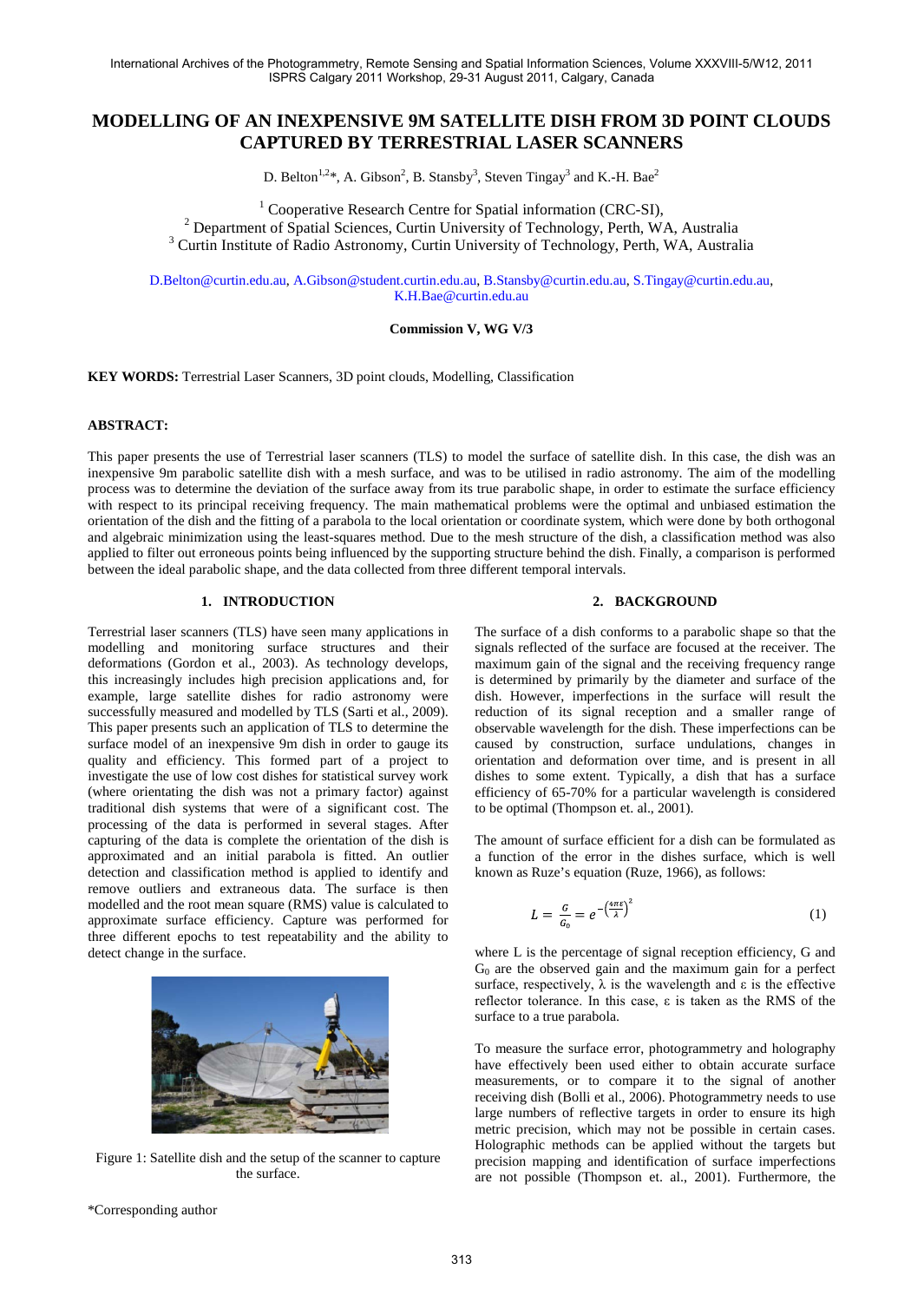# MODELLING OF AN INEXPENSIVE 9M SATELLITE DISH FROM 3D POINT CLOUDS CAPTURED BY TERRESTRIAL LASER SCANNERS

D. Belton[1,2]*, A. Gibson[2], B. Stansby[3], Steven Tingay[3] and K.-H. Bae[2]

[1] Cooperative Research Centre for Spatial information (CRC-SI),
[2] Department of Spatial Sciences, Curtin University of Technology, Perth, WA, Australia
[3] Curtin Institute of Radio Astronomy, Curtin University of Technology, Perth, WA, Australia

D.Belton@curtin.edu.au, A.Gibson@student.curtin.edu.au, B.Stansby@curtin.edu.au, S.Tingay@curtin.edu.au, K.H.Bae@curtin.edu.au

**Commission V, WG V/3**

**KEY WORDS:** Terrestrial Laser Scanners, 3D point clouds, Modelling, Classification

## ABSTRACT:

This paper presents the use of Terrestrial laser scanners (TLS) to model the surface of satellite dish. In this case, the dish was an inexpensive 9m parabolic satellite dish with a mesh surface, and was to be utilised in radio astronomy. The aim of the modelling process was to determine the deviation of the surface away from its true parabolic shape, in order to estimate the surface efficiency with respect to its principal receiving frequency. The main mathematical problems were the optimal and unbiased estimation the orientation of the dish and the fitting of a parabola to the local orientation or coordinate system, which were done by both orthogonal and algebraic minimization using the least-squares method. Due to the mesh structure of the dish, a classification method was also applied to filter out erroneous points being influenced by the supporting structure behind the dish. Finally, a comparison is performed between the ideal parabolic shape, and the data collected from three different temporal intervals.

## 1. INTRODUCTION

Terrestrial laser scanners (TLS) have seen many applications in modelling and monitoring surface structures and their deformations (Gordon et al., 2003). As technology develops, this increasingly includes high precision applications and, for example, large satellite dishes for radio astronomy were successfully measured and modelled by TLS (Sarti et al., 2009). This paper presents such an application of TLS to determine the surface model of an inexpensive 9m dish in order to gauge its quality and efficiency. This formed part of a project to investigate the use of low cost dishes for statistical survey work (where orientating the dish was not a primary factor) against traditional dish systems that were of a significant cost. The processing of the data is performed in several stages. After capturing of the data is complete the orientation of the dish is approximated and an initial parabola is fitted. An outlier detection and classification method is applied to identify and remove outliers and extraneous data. The surface is then modelled and the root mean square (RMS) value is calculated to approximate surface efficiency. Capture was performed for three different epochs to test repeatability and the ability to detect change in the surface.

Figure 1: Satellite dish and the setup of the scanner to capture the surface.

*Corresponding author

## 2. BACKGROUND

The surface of a dish conforms to a parabolic shape so that the signals reflected of the surface are focused at the receiver. The maximum gain of the signal and the receiving frequency range is determined by primarily by the diameter and surface of the dish. However, imperfections in the surface will result the reduction of its signal reception and a smaller range of observable wavelength for the dish. These imperfections can be caused by construction, surface undulations, changes in orientation and deformation over time, and is present in all dishes to some extent. Typically, a dish that has a surface efficiency of 65-70% for a particular wavelength is considered to be optimal (Thompson et. al., 2001).

The amount of surface efficient for a dish can be formulated as a function of the error in the dishes surface, which is well known as Ruze's equation (Ruze, 1966), as follows:

$$L = \frac{G}{G_0} = e^{-\left(\frac{4\pi\varepsilon}{\lambda}\right)^2} \tag{1}$$

where L is the percentage of signal reception efficiency, G and $G_0$ are the observed gain and the maximum gain for a perfect surface, respectively, $\lambda$ is the wavelength and $\varepsilon$ is the effective reflector tolerance. In this case, $\varepsilon$ is taken as the RMS of the surface to a true parabola.

To measure the surface error, photogrammetry and holography have effectively been used either to obtain accurate surface measurements, or to compare it to the signal of another receiving dish (Bolli et al., 2006). Photogrammetry needs to use large numbers of reflective targets in order to ensure its high metric precision, which may not be possible in certain cases. Holographic methods can be applied without the targets but precision mapping and identification of surface imperfections are not possible (Thompson et. al., 2001). Furthermore, the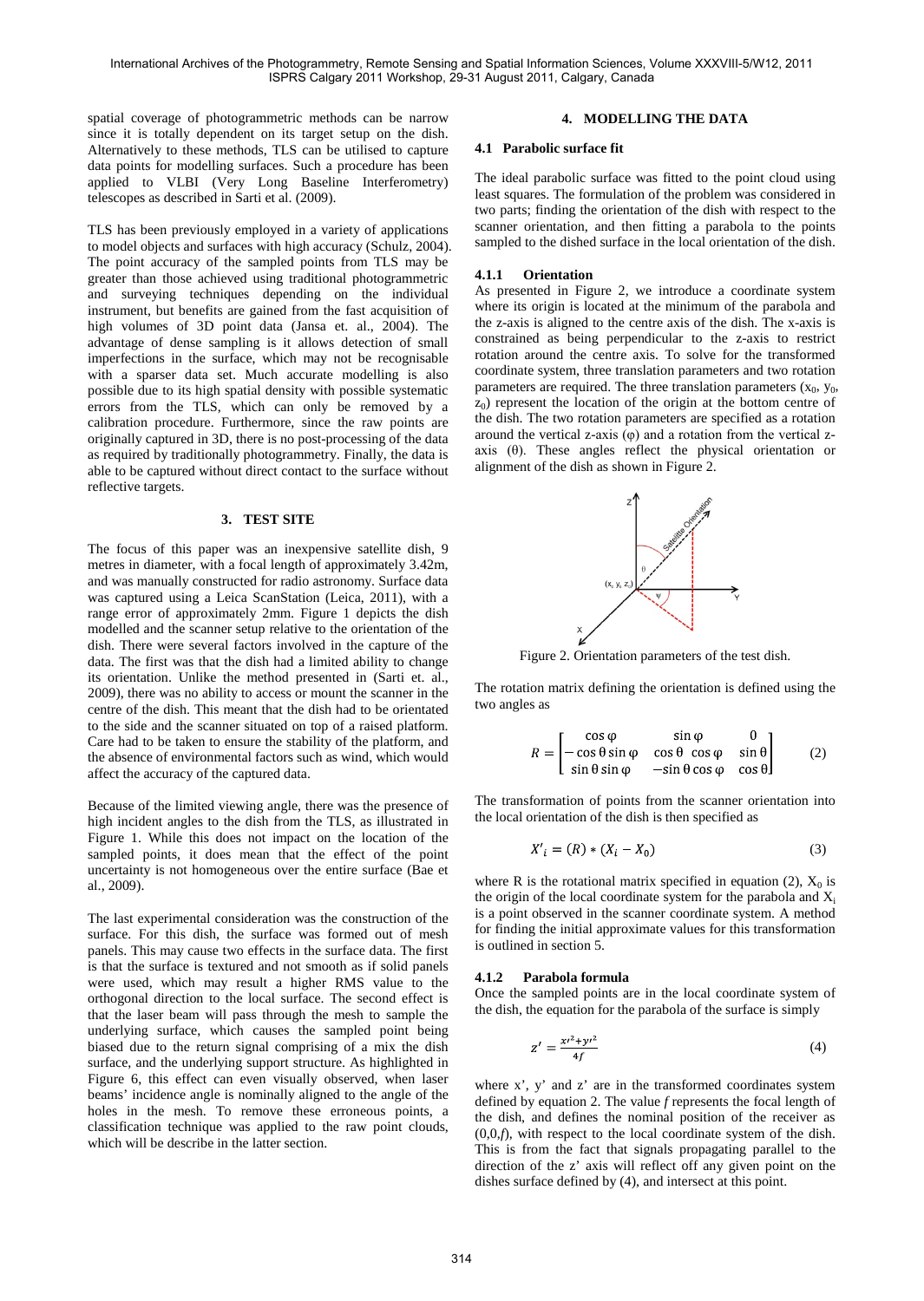spatial coverage of photogrammetric methods can be narrow since it is totally dependent on its target setup on the dish. Alternatively to these methods, TLS can be utilised to capture data points for modelling surfaces. Such a procedure has been applied to VLBI (Very Long Baseline Interferometry) telescopes as described in Sarti et al. (2009).

TLS has been previously employed in a variety of applications to model objects and surfaces with high accuracy (Schulz, 2004). The point accuracy of the sampled points from TLS may be greater than those achieved using traditional photogrammetric and surveying techniques depending on the individual instrument, but benefits are gained from the fast acquisition of high volumes of 3D point data (Jansa et. al., 2004). The advantage of dense sampling is it allows detection of small imperfections in the surface, which may not be recognisable with a sparser data set. Much accurate modelling is also possible due to its high spatial density with possible systematic errors from the TLS, which can only be removed by a calibration procedure. Furthermore, since the raw points are originally captured in 3D, there is no post-processing of the data as required by traditionally photogrammetry. Finally, the data is able to be captured without direct contact to the surface without reflective targets.

## 3. TEST SITE

The focus of this paper was an inexpensive satellite dish, 9 metres in diameter, with a focal length of approximately 3.42m, and was manually constructed for radio astronomy. Surface data was captured using a Leica ScanStation (Leica, 2011), with a range error of approximately 2mm. Figure 1 depicts the dish modelled and the scanner setup relative to the orientation of the dish. There were several factors involved in the capture of the data. The first was that the dish had a limited ability to change its orientation. Unlike the method presented in (Sarti et. al., 2009), there was no ability to access or mount the scanner in the centre of the dish. This meant that the dish had to be orientated to the side and the scanner situated on top of a raised platform. Care had to be taken to ensure the stability of the platform, and the absence of environmental factors such as wind, which would affect the accuracy of the captured data.

Because of the limited viewing angle, there was the presence of high incident angles to the dish from the TLS, as illustrated in Figure 1. While this does not impact on the location of the sampled points, it does mean that the effect of the point uncertainty is not homogeneous over the entire surface (Bae et al., 2009).

The last experimental consideration was the construction of the surface. For this dish, the surface was formed out of mesh panels. This may cause two effects in the surface data. The first is that the surface is textured and not smooth as if solid panels were used, which may result a higher RMS value to the orthogonal direction to the local surface. The second effect is that the laser beam will pass through the mesh to sample the underlying surface, which causes the sampled point being biased due to the return signal comprising of a mix the dish surface, and the underlying support structure. As highlighted in Figure 6, this effect can even visually observed, when laser beams' incidence angle is nominally aligned to the angle of the holes in the mesh. To remove these erroneous points, a classification technique was applied to the raw point clouds, which will be describe in the latter section.

## 4. MODELLING THE DATA

### 4.1 Parabolic surface fit

The ideal parabolic surface was fitted to the point cloud using least squares. The formulation of the problem was considered in two parts; finding the orientation of the dish with respect to the scanner orientation, and then fitting a parabola to the points sampled to the dished surface in the local orientation of the dish.

#### 4.1.1 Orientation

As presented in Figure 2, we introduce a coordinate system where its origin is located at the minimum of the parabola and the z-axis is aligned to the centre axis of the dish. The x-axis is constrained as being perpendicular to the z-axis to restrict rotation around the centre axis. To solve for the transformed coordinate system, three translation parameters and two rotation parameters are required. The three translation parameters ($x_0$, $y_0$, $z_0$) represent the location of the origin at the bottom centre of the dish. The two rotation parameters are specified as a rotation around the vertical z-axis ($\varphi$) and a rotation from the vertical z-axis ($\theta$). These angles reflect the physical orientation or alignment of the dish as shown in Figure 2.

Figure 2. Orientation parameters of the test dish.

The rotation matrix defining the orientation is defined using the two angles as

$$R = \begin{bmatrix} \cos\varphi & \sin\varphi & 0 \\ -\cos\theta\sin\varphi & \cos\theta\ \cos\varphi & \sin\theta \\ \sin\theta\sin\varphi & -\sin\theta\cos\varphi & \cos\theta \end{bmatrix} \tag{2}$$

The transformation of points from the scanner orientation into the local orientation of the dish is then specified as

$$X'_i = (R) * (X_i - X_0) \tag{3}$$

where R is the rotational matrix specified in equation (2), $X_0$ is the origin of the local coordinate system for the parabola and $X_i$ is a point observed in the scanner coordinate system. A method for finding the initial approximate values for this transformation is outlined in section 5.

#### 4.1.2 Parabola formula

Once the sampled points are in the local coordinate system of the dish, the equation for the parabola of the surface is simply

$$z' = \frac{x'^2 + y'^2}{4f} \tag{4}$$

where x', y' and z' are in the transformed coordinates system defined by equation 2. The value *f* represents the focal length of the dish, and defines the nominal position of the receiver as (0,0,*f*), with respect to the local coordinate system of the dish. This is from the fact that signals propagating parallel to the direction of the z' axis will reflect off any given point on the dishes surface defined by (4), and intersect at this point.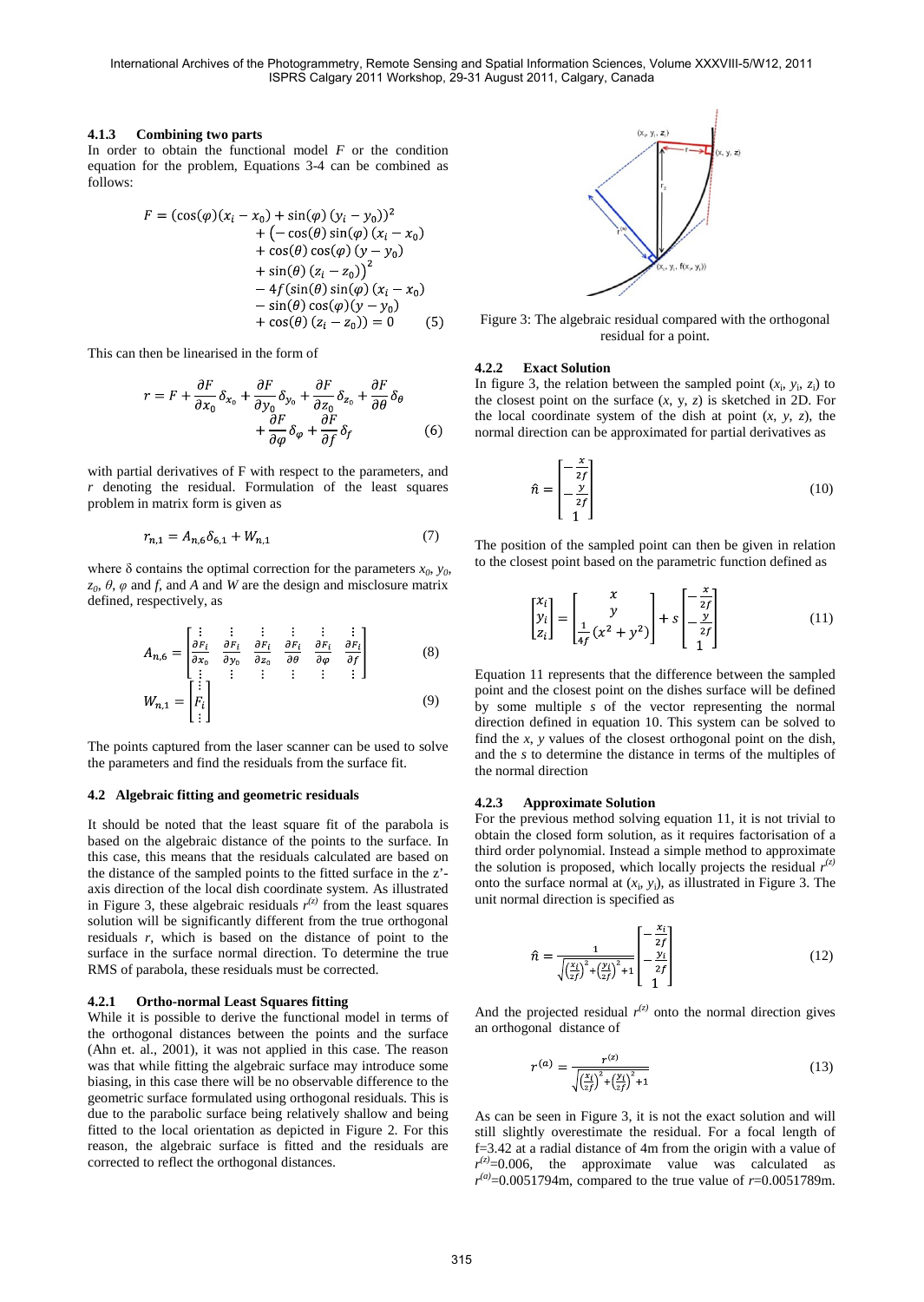#### 4.1.3 Combining two parts

In order to obtain the functional model $F$ or the condition equation for the problem, Equations 3-4 can be combined as follows:

$$F = (\cos(\varphi)(x_i - x_0) + \sin(\varphi)(y_i - y_0))^2 + \left(-\cos(\theta)\sin(\varphi)(x_i - x_0) + \cos(\theta)\cos(\varphi)(y - y_0) + \sin(\theta)(z_i - z_0)\right)^2 - 4f(\sin(\theta)\sin(\varphi)(x_i - x_0) - \sin(\theta)\cos(\varphi)(y - y_0) + \cos(\theta)(z_i - z_0)) = 0 \quad (5)$$

This can then be linearised in the form of

$$r = F + \frac{\partial F}{\partial x_0}\delta_{x_0} + \frac{\partial F}{\partial y_0}\delta_{y_0} + \frac{\partial F}{\partial z_0}\delta_{z_0} + \frac{\partial F}{\partial \theta}\delta_\theta + \frac{\partial F}{\partial \varphi}\delta_\varphi + \frac{\partial F}{\partial f}\delta_f \quad (6)$$

with partial derivatives of F with respect to the parameters, and $r$ denoting the residual. Formulation of the least squares problem in matrix form is given as

$$r_{n,1} = A_{n,6}\delta_{6,1} + W_{n,1} \quad (7)$$

where δ contains the optimal correction for the parameters $x_0$, $y_0$, $z_0$, $\theta$, $\varphi$ and $f$, and $A$ and $W$ are the design and misclosure matrix defined, respectively, as

$$A_{n,6} = \begin{bmatrix} \vdots & \vdots & \vdots & \vdots & \vdots & \vdots \\ \frac{\partial F_i}{\partial x_0} & \frac{\partial F_i}{\partial y_0} & \frac{\partial F_i}{\partial z_0} & \frac{\partial F_i}{\partial \theta} & \frac{\partial F_i}{\partial \varphi} & \frac{\partial F_i}{\partial f} \\ \vdots & \vdots & \vdots & \vdots & \vdots & \vdots \end{bmatrix} \quad (8)$$

$$W_{n,1} = \begin{bmatrix} \vdots \\ F_i \\ \vdots \end{bmatrix} \quad (9)$$

The points captured from the laser scanner can be used to solve the parameters and find the residuals from the surface fit.

### 4.2 Algebraic fitting and geometric residuals

It should be noted that the least square fit of the parabola is based on the algebraic distance of the points to the surface. In this case, this means that the residuals calculated are based on the distance of the sampled points to the fitted surface in the z'-axis direction of the local dish coordinate system. As illustrated in Figure 3, these algebraic residuals $r^{(z)}$ from the least squares solution will be significantly different from the true orthogonal residuals $r$, which is based on the distance of point to the surface in the surface normal direction. To determine the true RMS of parabola, these residuals must be corrected.

#### 4.2.1 Ortho-normal Least Squares fitting

While it is possible to derive the functional model in terms of the orthogonal distances between the points and the surface (Ahn et. al., 2001), it was not applied in this case. The reason was that while fitting the algebraic surface may introduce some biasing, in this case there will be no observable difference to the geometric surface formulated using orthogonal residuals. This is due to the parabolic surface being relatively shallow and being fitted to the local orientation as depicted in Figure 2. For this reason, the algebraic surface is fitted and the residuals are corrected to reflect the orthogonal distances.

Figure 3: The algebraic residual compared with the orthogonal residual for a point.

#### 4.2.2 Exact Solution

In figure 3, the relation between the sampled point ($x_i$, $y_i$, $z_i$) to the closest point on the surface ($x$, $y$, $z$) is sketched in 2D. For the local coordinate system of the dish at point ($x$, $y$, $z$), the normal direction can be approximated for partial derivatives as

$$\hat{n} = \begin{bmatrix} -\frac{x}{2f} \\ -\frac{y}{2f} \\ 1 \end{bmatrix} \quad (10)$$

The position of the sampled point can then be given in relation to the closest point based on the parametric function defined as

$$\begin{bmatrix} x_i \\ y_i \\ z_i \end{bmatrix} = \begin{bmatrix} x \\ y \\ \frac{1}{4f}(x^2 + y^2) \end{bmatrix} + s\begin{bmatrix} -\frac{x}{2f} \\ -\frac{y}{2f} \\ 1 \end{bmatrix} \quad (11)$$

Equation 11 represents that the difference between the sampled point and the closest point on the dishes surface will be defined by some multiple $s$ of the vector representing the normal direction defined in equation 10. This system can be solved to find the $x$, $y$ values of the closest orthogonal point on the dish, and the $s$ to determine the distance in terms of the multiples of the normal direction

#### 4.2.3 Approximate Solution

For the previous method solving equation 11, it is not trivial to obtain the closed form solution, as it requires factorisation of a third order polynomial. Instead a simple method to approximate the solution is proposed, which locally projects the residual $r^{(z)}$ onto the surface normal at ($x_i$, $y_i$), as illustrated in Figure 3. The unit normal direction is specified as

$$\hat{n} = \frac{1}{\sqrt{\left(\frac{x_i}{2f}\right)^2 + \left(\frac{y_i}{2f}\right)^2 + 1}}\begin{bmatrix} -\frac{x_i}{2f} \\ -\frac{y_i}{2f} \\ 1 \end{bmatrix} \quad (12)$$

And the projected residual $r^{(z)}$ onto the normal direction gives an orthogonal distance of

$$r^{(a)} = \frac{r^{(z)}}{\sqrt{\left(\frac{x_i}{2f}\right)^2 + \left(\frac{y_i}{2f}\right)^2 + 1}} \quad (13)$$

As can be seen in Figure 3, it is not the exact solution and will still slightly overestimate the residual. For a focal length of f=3.42 at a radial distance of 4m from the origin with a value of $r^{(z)}$=0.006, the approximate value was calculated as $r^{(a)}$=0.0051794m, compared to the true value of $r$=0.0051789m.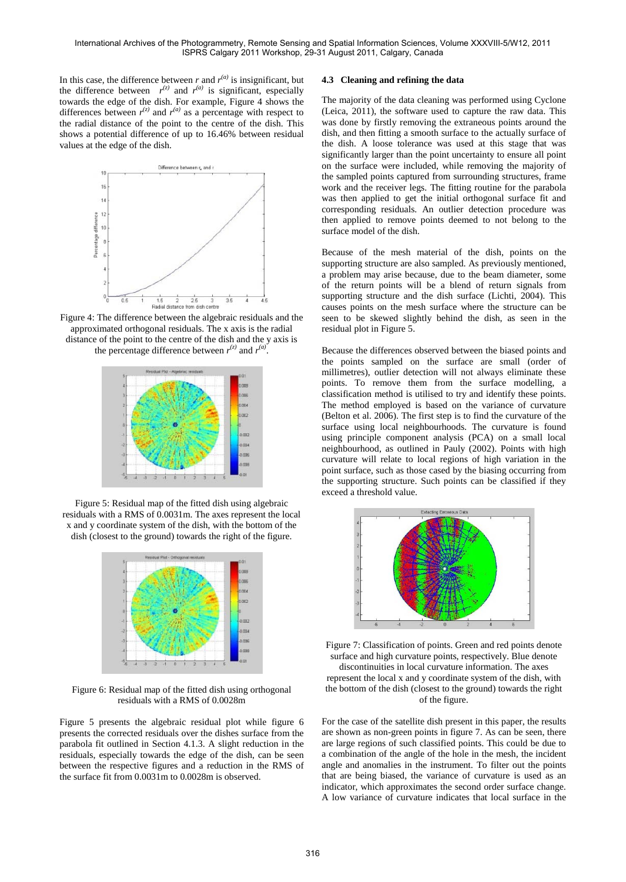In this case, the difference between $r$ and $r^{(a)}$ is insignificant, but the difference between $r^{(z)}$ and $r^{(a)}$ is significant, especially towards the edge of the dish. For example, Figure 4 shows the differences between $r^{(z)}$ and $r^{(a)}$ as a percentage with respect to the radial distance of the point to the centre of the dish. This shows a potential difference of up to 16.46% between residual values at the edge of the dish.

Figure 4: The difference between the algebraic residuals and the approximated orthogonal residuals. The x axis is the radial distance of the point to the centre of the dish and the y axis is the percentage difference between $r^{(z)}$ and $r^{(a)}$.

Figure 5: Residual map of the fitted dish using algebraic residuals with a RMS of 0.0031m. The axes represent the local x and y coordinate system of the dish, with the bottom of the dish (closest to the ground) towards the right of the figure.

Figure 6: Residual map of the fitted dish using orthogonal residuals with a RMS of 0.0028m

Figure 5 presents the algebraic residual plot while figure 6 presents the corrected residuals over the dishes surface from the parabola fit outlined in Section 4.1.3. A slight reduction in the residuals, especially towards the edge of the dish, can be seen between the respective figures and a reduction in the RMS of the surface fit from 0.0031m to 0.0028m is observed.

### 4.3 Cleaning and refining the data

The majority of the data cleaning was performed using Cyclone (Leica, 2011), the software used to capture the raw data. This was done by firstly removing the extraneous points around the dish, and then fitting a smooth surface to the actually surface of the dish. A loose tolerance was used at this stage that was significantly larger than the point uncertainty to ensure all point on the surface were included, while removing the majority of the sampled points captured from surrounding structures, frame work and the receiver legs. The fitting routine for the parabola was then applied to get the initial orthogonal surface fit and corresponding residuals. An outlier detection procedure was then applied to remove points deemed to not belong to the surface model of the dish.

Because of the mesh material of the dish, points on the supporting structure are also sampled. As previously mentioned, a problem may arise because, due to the beam diameter, some of the return points will be a blend of return signals from supporting structure and the dish surface (Lichti, 2004). This causes points on the mesh surface where the structure can be seen to be skewed slightly behind the dish, as seen in the residual plot in Figure 5.

Because the differences observed between the biased points and the points sampled on the surface are small (order of millimetres), outlier detection will not always eliminate these points. To remove them from the surface modelling, a classification method is utilised to try and identify these points. The method employed is based on the variance of curvature (Belton et al. 2006). The first step is to find the curvature of the surface using local neighbourhoods. The curvature is found using principle component analysis (PCA) on a small local neighbourhood, as outlined in Pauly (2002). Points with high curvature will relate to local regions of high variation in the point surface, such as those cased by the biasing occurring from the supporting structure. Such points can be classified if they exceed a threshold value.

Figure 7: Classification of points. Green and red points denote surface and high curvature points, respectively. Blue denote discontinuities in local curvature information. The axes represent the local x and y coordinate system of the dish, with the bottom of the dish (closest to the ground) towards the right of the figure.

For the case of the satellite dish present in this paper, the results are shown as non-green points in figure 7. As can be seen, there are large regions of such classified points. This could be due to a combination of the angle of the hole in the mesh, the incident angle and anomalies in the instrument. To filter out the points that are being biased, the variance of curvature is used as an indicator, which approximates the second order surface change. A low variance of curvature indicates that local surface in the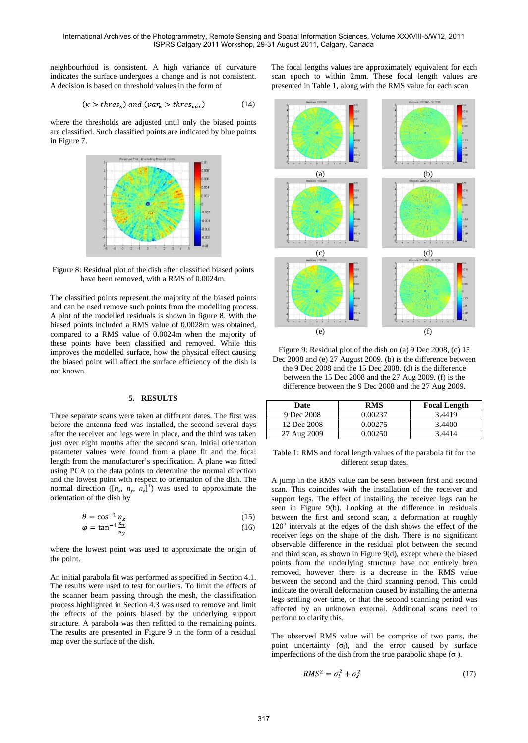neighbourhood is consistent. A high variance of curvature indicates the surface undergoes a change and is not consistent. A decision is based on threshold values in the form of

$$(\kappa > thres_\kappa) \text{ and } (var_\kappa > thres_{var}) \tag{14}$$

where the thresholds are adjusted until only the biased points are classified. Such classified points are indicated by blue points in Figure 7.

Figure 8: Residual plot of the dish after classified biased points have been removed, with a RMS of 0.0024m.

The classified points represent the majority of the biased points and can be used remove such points from the modelling process. A plot of the modelled residuals is shown in figure 8. With the biased points included a RMS value of 0.0028m was obtained, compared to a RMS value of 0.0024m when the majority of these points have been classified and removed. While this improves the modelled surface, how the physical effect causing the biased point will affect the surface efficiency of the dish is not known.

## 5. RESULTS

Three separate scans were taken at different dates. The first was before the antenna feed was installed, the second several days after the receiver and legs were in place, and the third was taken just over eight months after the second scan. Initial orientation parameter values were found from a plane fit and the focal length from the manufacturer's specification. A plane was fitted using PCA to the data points to determine the normal direction and the lowest point with respect to orientation of the dish. The normal direction ($[n_x, n_y, n_z]^T$) was used to approximate the orientation of the dish by

$$\theta = \cos^{-1} n_z \tag{15}$$
$$\varphi = \tan^{-1} \frac{n_x}{n_y} \tag{16}$$

where the lowest point was used to approximate the origin of the point.

An initial parabola fit was performed as specified in Section 4.1. The results were used to test for outliers. To limit the effects of the scanner beam passing through the mesh, the classification process highlighted in Section 4.3 was used to remove and limit the effects of the points biased by the underlying support structure. A parabola was then refitted to the remaining points. The results are presented in Figure 9 in the form of a residual map over the surface of the dish.

The focal lengths values are approximately equivalent for each scan epoch to within 2mm. These focal length values are presented in Table 1, along with the RMS value for each scan.

Figure 9: Residual plot of the dish on (a) 9 Dec 2008, (c) 15 Dec 2008 and (e) 27 August 2009. (b) is the difference between the 9 Dec 2008 and the 15 Dec 2008. (d) is the difference between the 15 Dec 2008 and the 27 Aug 2009. (f) is the difference between the 9 Dec 2008 and the 27 Aug 2009.

| Date | RMS | Focal Length |
|---|---|---|
| 9 Dec 2008 | 0.00237 | 3.4419 |
| 12 Dec 2008 | 0.00275 | 3.4400 |
| 27 Aug 2009 | 0.00250 | 3.4414 |

Table 1: RMS and focal length values of the parabola fit for the different setup dates.

A jump in the RMS value can be seen between first and second scan. This coincides with the installation of the receiver and support legs. The effect of installing the receiver legs can be seen in Figure 9(b). Looking at the difference in residuals between the first and second scan, a deformation at roughly 120° intervals at the edges of the dish shows the effect of the receiver legs on the shape of the dish. There is no significant observable difference in the residual plot between the second and third scan, as shown in Figure 9(d), except where the biased points from the underlying structure have not entirely been removed, however there is a decrease in the RMS value between the second and the third scanning period. This could indicate the overall deformation caused by installing the antenna legs settling over time, or that the second scanning period was affected by an unknown external. Additional scans need to perform to clarify this.

The observed RMS value will be comprise of two parts, the point uncertainty ($\sigma_i$), and the error caused by surface imperfections of the dish from the true parabolic shape ($\sigma_s$).

$$RMS^2 = \sigma_i^2 + \sigma_s^2 \tag{17}$$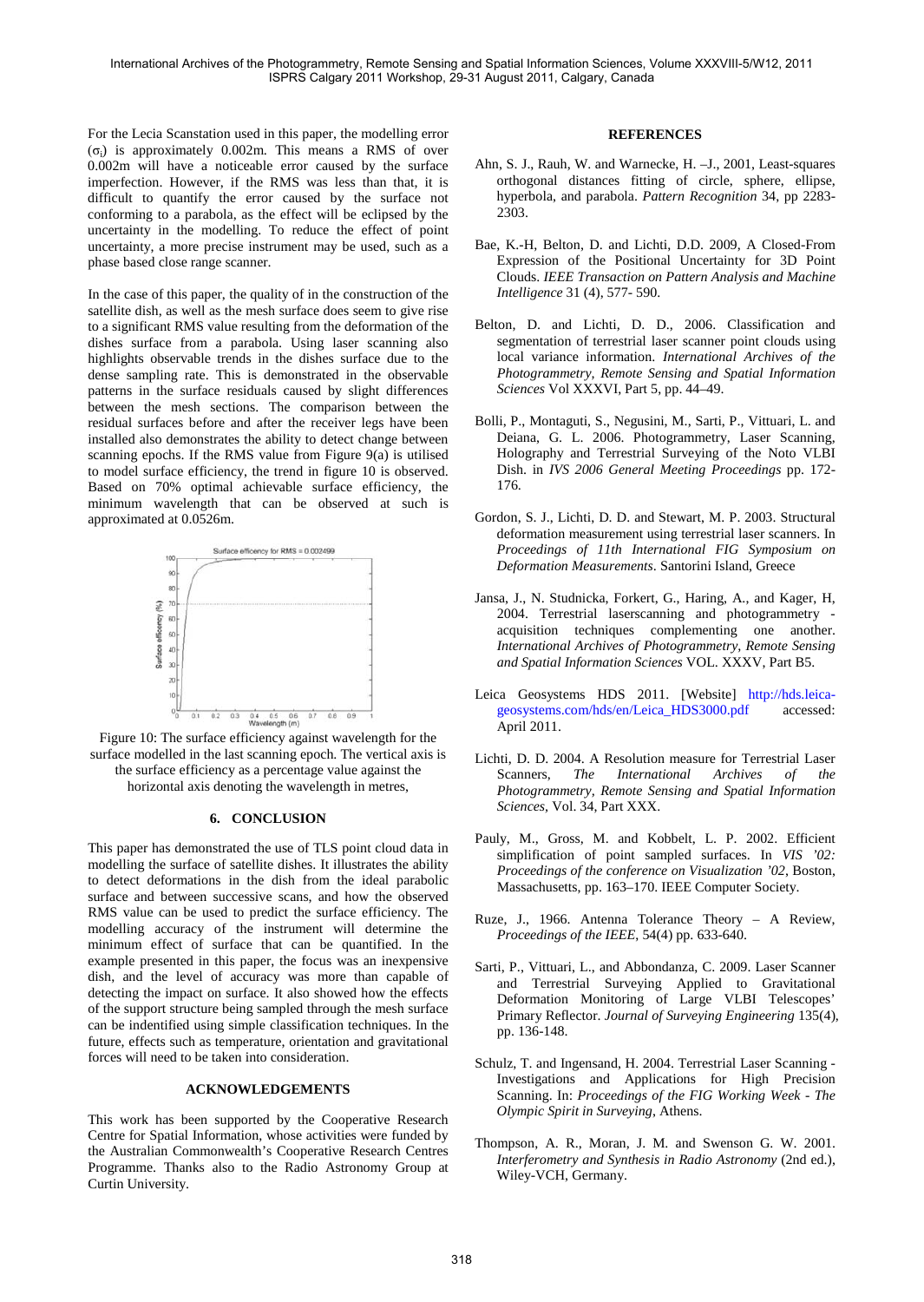For the Lecia Scanstation used in this paper, the modelling error ($\sigma_i$) is approximately 0.002m. This means a RMS of over 0.002m will have a noticeable error caused by the surface imperfection. However, if the RMS was less than that, it is difficult to quantify the error caused by the surface not conforming to a parabola, as the effect will be eclipsed by the uncertainty in the modelling. To reduce the effect of point uncertainty, a more precise instrument may be used, such as a phase based close range scanner.

In the case of this paper, the quality of in the construction of the satellite dish, as well as the mesh surface does seem to give rise to a significant RMS value resulting from the deformation of the dishes surface from a parabola. Using laser scanning also highlights observable trends in the dishes surface due to the dense sampling rate. This is demonstrated in the observable patterns in the surface residuals caused by slight differences between the mesh sections. The comparison between the residual surfaces before and after the receiver legs have been installed also demonstrates the ability to detect change between scanning epochs. If the RMS value from Figure 9(a) is utilised to model surface efficiency, the trend in figure 10 is observed. Based on 70% optimal achievable surface efficiency, the minimum wavelength that can be observed at such is approximated at 0.0526m.

Surface efficency for RMS = 0.002499

Surface efficency (%)

0 10 20 30 40 50 60 70 80 90 100

0 0.1 0.2 0.3 0.4 0.5 0.6 0.7 0.8 0.9 1

Wavelength (m)

Figure 10: The surface efficiency against wavelength for the surface modelled in the last scanning epoch. The vertical axis is the surface efficiency as a percentage value against the horizontal axis denoting the wavelength in metres,

## 6. CONCLUSION

This paper has demonstrated the use of TLS point cloud data in modelling the surface of satellite dishes. It illustrates the ability to detect deformations in the dish from the ideal parabolic surface and between successive scans, and how the observed RMS value can be used to predict the surface efficiency. The modelling accuracy of the instrument will determine the minimum effect of surface that can be quantified. In the example presented in this paper, the focus was an inexpensive dish, and the level of accuracy was more than capable of detecting the impact on surface. It also showed how the effects of the support structure being sampled through the mesh surface can be indentified using simple classification techniques. In the future, effects such as temperature, orientation and gravitational forces will need to be taken into consideration.

## ACKNOWLEDGEMENTS

This work has been supported by the Cooperative Research Centre for Spatial Information, whose activities were funded by the Australian Commonwealth's Cooperative Research Centres Programme. Thanks also to the Radio Astronomy Group at Curtin University.

## REFERENCES

Ahn, S. J., Rauh, W. and Warnecke, H. –J., 2001, Least-squares orthogonal distances fitting of circle, sphere, ellipse, hyperbola, and parabola. *Pattern Recognition* 34, pp 2283-2303.

Bae, K.-H, Belton, D. and Lichti, D.D. 2009, A Closed-From Expression of the Positional Uncertainty for 3D Point Clouds. *IEEE Transaction on Pattern Analysis and Machine Intelligence* 31 (4), 577- 590.

Belton, D. and Lichti, D. D., 2006. Classification and segmentation of terrestrial laser scanner point clouds using local variance information. *International Archives of the Photogrammetry, Remote Sensing and Spatial Information Sciences* Vol XXXVI, Part 5, pp. 44–49.

Bolli, P., Montaguti, S., Negusini, M., Sarti, P., Vittuari, L. and Deiana, G. L. 2006. Photogrammetry, Laser Scanning, Holography and Terrestrial Surveying of the Noto VLBI Dish. in *IVS 2006 General Meeting Proceedings* pp. 172-176.

Gordon, S. J., Lichti, D. D. and Stewart, M. P. 2003. Structural deformation measurement using terrestrial laser scanners. In *Proceedings of 11th International FIG Symposium on Deformation Measurements*. Santorini Island, Greece

Jansa, J., N. Studnicka, Forkert, G., Haring, A., and Kager, H, 2004. Terrestrial laserscanning and photogrammetry - acquisition techniques complementing one another. *International Archives of Photogrammetry, Remote Sensing and Spatial Information Sciences* VOL. XXXV, Part B5.

Leica Geosystems HDS 2011. [Website] http://hds.leica-geosystems.com/hds/en/Leica_HDS3000.pdf accessed: April 2011.

Lichti, D. D. 2004. A Resolution measure for Terrestrial Laser Scanners, *The International Archives of the Photogrammetry, Remote Sensing and Spatial Information Sciences*, Vol. 34, Part XXX.

Pauly, M., Gross, M. and Kobbelt, L. P. 2002. Efficient simplification of point sampled surfaces. In *VIS '02: Proceedings of the conference on Visualization '02*, Boston, Massachusetts, pp. 163–170. IEEE Computer Society.

Ruze, J., 1966. Antenna Tolerance Theory – A Review, *Proceedings of the IEEE*, 54(4) pp. 633-640.

Sarti, P., Vittuari, L., and Abbondanza, C. 2009. Laser Scanner and Terrestrial Surveying Applied to Gravitational Deformation Monitoring of Large VLBI Telescopes' Primary Reflector. *Journal of Surveying Engineering* 135(4), pp. 136-148.

Schulz, T. and Ingensand, H. 2004. Terrestrial Laser Scanning - Investigations and Applications for High Precision Scanning. In: *Proceedings of the FIG Working Week - The Olympic Spirit in Surveying*, Athens.

Thompson, A. R., Moran, J. M. and Swenson G. W. 2001. *Interferometry and Synthesis in Radio Astronomy* (2nd ed.), Wiley-VCH, Germany.